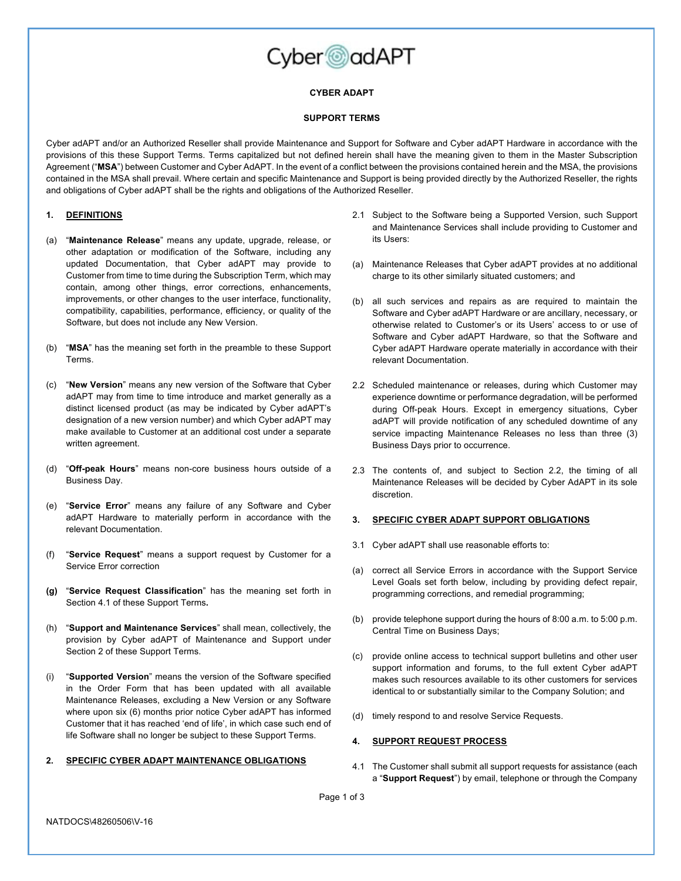**CYBER ADAPT**

**SUPPORT TERMS**

Cyber adAPT and/or an Authorized Reseller shall provide Maintenance and Support for Software and Cyber adAPT Hardware in accordance with the provisions of this these Support Terms. Terms capitalized but not defined herein shall have the meaning given to them in the Master Subscription Agreement ("**MSA**") between Customer and Cyber AdAPT. In the event of a conflict between the provisions contained herein and the MSA, the provisions contained in the MSA shall prevail. Where certain and specific Maintenance and Support is being provided directly by the Authorized Reseller, the rights and obligations of Cyber adAPT shall be the rights and obligations of the Authorized Reseller.

## 1. DEFINITIONS

(a) "**Maintenance Release**" means any update, upgrade, release, or other adaptation or modification of the Software, including any updated Documentation, that Cyber adAPT may provide to Customer from time to time during the Subscription Term, which may contain, among other things, error corrections, enhancements, improvements, or other changes to the user interface, functionality, compatibility, capabilities, performance, efficiency, or quality of the Software, but does not include any New Version.

(b) "**MSA**" has the meaning set forth in the preamble to these Support Terms.

(c) "**New Version**" means any new version of the Software that Cyber adAPT may from time to time introduce and market generally as a distinct licensed product (as may be indicated by Cyber adAPT's designation of a new version number) and which Cyber adAPT may make available to Customer at an additional cost under a separate written agreement.

(d) "**Off-peak Hours**" means non-core business hours outside of a Business Day.

(e) "**Service Error**" means any failure of any Software and Cyber adAPT Hardware to materially perform in accordance with the relevant Documentation.

(f) "**Service Request**" means a support request by Customer for a Service Error correction

**(g)** "**Service Request Classification**" has the meaning set forth in Section 4.1 of these Support Terms**.**

(h) "**Support and Maintenance Services**" shall mean, collectively, the provision by Cyber adAPT of Maintenance and Support under Section 2 of these Support Terms.

(i) "**Supported Version**" means the version of the Software specified in the Order Form that has been updated with all available Maintenance Releases, excluding a New Version or any Software where upon six (6) months prior notice Cyber adAPT has informed Customer that it has reached 'end of life', in which case such end of life Software shall no longer be subject to these Support Terms.

## 2. SPECIFIC CYBER ADAPT MAINTENANCE OBLIGATIONS

2.1 Subject to the Software being a Supported Version, such Support and Maintenance Services shall include providing to Customer and its Users:

(a) Maintenance Releases that Cyber adAPT provides at no additional charge to its other similarly situated customers; and

(b) all such services and repairs as are required to maintain the Software and Cyber adAPT Hardware or are ancillary, necessary, or otherwise related to Customer's or its Users' access to or use of Software and Cyber adAPT Hardware, so that the Software and Cyber adAPT Hardware operate materially in accordance with their relevant Documentation.

2.2 Scheduled maintenance or releases, during which Customer may experience downtime or performance degradation, will be performed during Off-peak Hours. Except in emergency situations, Cyber adAPT will provide notification of any scheduled downtime of any service impacting Maintenance Releases no less than three (3) Business Days prior to occurrence.

2.3 The contents of, and subject to Section 2.2, the timing of all Maintenance Releases will be decided by Cyber AdAPT in its sole discretion.

## 3. SPECIFIC CYBER ADAPT SUPPORT OBLIGATIONS

3.1 Cyber adAPT shall use reasonable efforts to:

(a) correct all Service Errors in accordance with the Support Service Level Goals set forth below, including by providing defect repair, programming corrections, and remedial programming;

(b) provide telephone support during the hours of 8:00 a.m. to 5:00 p.m. Central Time on Business Days;

(c) provide online access to technical support bulletins and other user support information and forums, to the full extent Cyber adAPT makes such resources available to its other customers for services identical to or substantially similar to the Company Solution; and

(d) timely respond to and resolve Service Requests.

## 4. SUPPORT REQUEST PROCESS

4.1 The Customer shall submit all support requests for assistance (each a "**Support Request**") by email, telephone or through the Company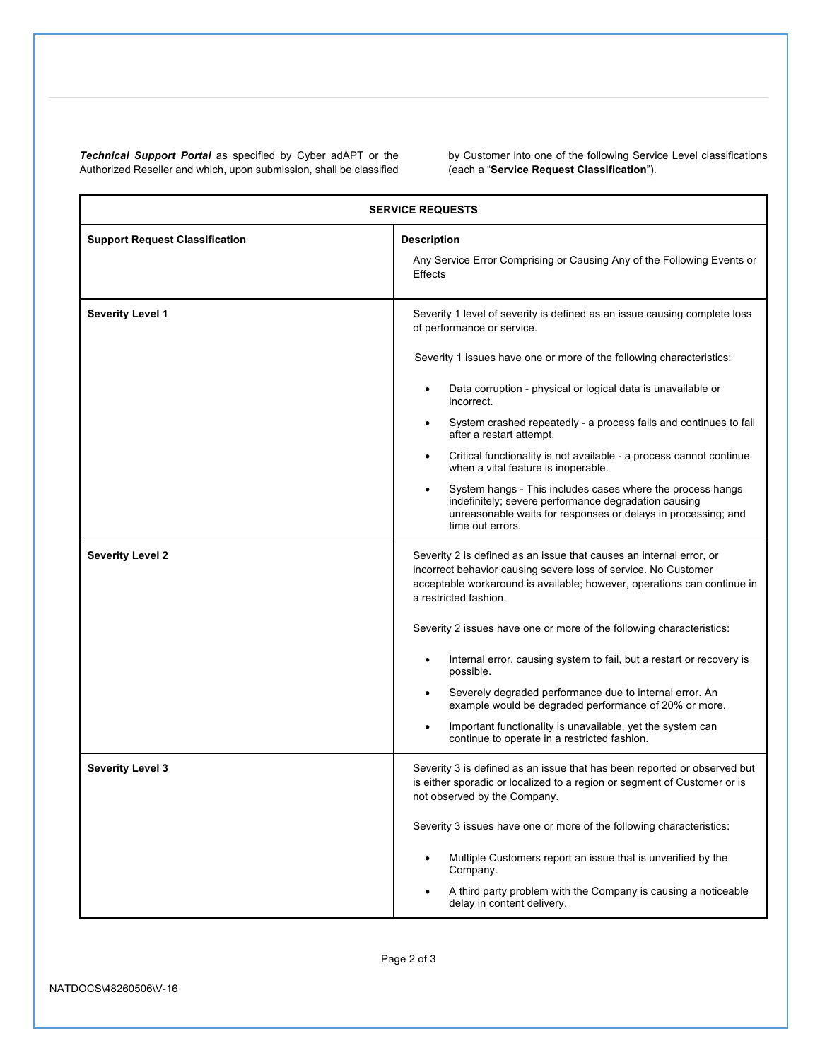***Technical Support Portal*** as specified by Cyber adAPT or the Authorized Reseller and which, upon submission, shall be classified by Customer into one of the following Service Level classifications (each a "**Service Request Classification**").

| **SERVICE REQUESTS** | |
|---|---|
| **Support Request Classification** | **Description**<br><br>Any Service Error Comprising or Causing Any of the Following Events or Effects |
| **Severity Level 1** | Severity 1 level of severity is defined as an issue causing complete loss of performance or service.<br><br>Severity 1 issues have one or more of the following characteristics:<br><br>• Data corruption - physical or logical data is unavailable or incorrect.<br>• System crashed repeatedly - a process fails and continues to fail after a restart attempt.<br>• Critical functionality is not available - a process cannot continue when a vital feature is inoperable.<br>• System hangs - This includes cases where the process hangs indefinitely; severe performance degradation causing unreasonable waits for responses or delays in processing; and time out errors. |
| **Severity Level 2** | Severity 2 is defined as an issue that causes an internal error, or incorrect behavior causing severe loss of service. No Customer acceptable workaround is available; however, operations can continue in a restricted fashion.<br><br>Severity 2 issues have one or more of the following characteristics:<br><br>• Internal error, causing system to fail, but a restart or recovery is possible.<br>• Severely degraded performance due to internal error. An example would be degraded performance of 20% or more.<br>• Important functionality is unavailable, yet the system can continue to operate in a restricted fashion. |
| **Severity Level 3** | Severity 3 is defined as an issue that has been reported or observed but is either sporadic or localized to a region or segment of Customer or is not observed by the Company.<br><br>Severity 3 issues have one or more of the following characteristics:<br><br>• Multiple Customers report an issue that is unverified by the Company.<br>• A third party problem with the Company is causing a noticeable delay in content delivery. |

NATDOCS\48260506\V-16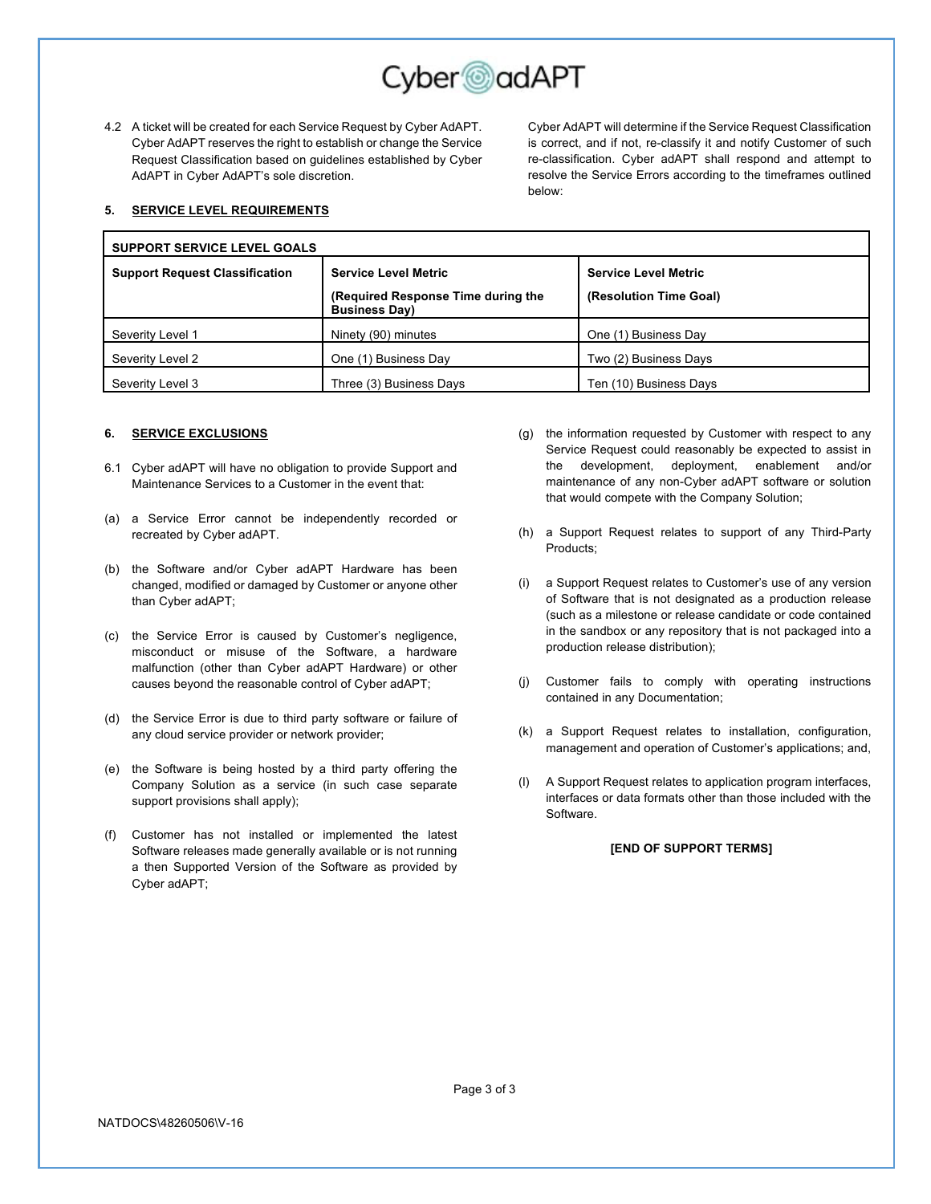4.2 A ticket will be created for each Service Request by Cyber AdAPT. Cyber AdAPT reserves the right to establish or change the Service Request Classification based on guidelines established by Cyber AdAPT in Cyber AdAPT's sole discretion.

Cyber AdAPT will determine if the Service Request Classification is correct, and if not, re-classify it and notify Customer of such re-classification. Cyber adAPT shall respond and attempt to resolve the Service Errors according to the timeframes outlined below:

**5. SERVICE LEVEL REQUIREMENTS**

| **SUPPORT SERVICE LEVEL GOALS** | | |
|---|---|---|
| **Support Request Classification** | **Service Level Metric**<br>**(Required Response Time during the Business Day)** | **Service Level Metric**<br>**(Resolution Time Goal)** |
| Severity Level 1 | Ninety (90) minutes | One (1) Business Day |
| Severity Level 2 | One (1) Business Day | Two (2) Business Days |
| Severity Level 3 | Three (3) Business Days | Ten (10) Business Days |

**6. SERVICE EXCLUSIONS**

6.1 Cyber adAPT will have no obligation to provide Support and Maintenance Services to a Customer in the event that:

(a) a Service Error cannot be independently recorded or recreated by Cyber adAPT.

(b) the Software and/or Cyber adAPT Hardware has been changed, modified or damaged by Customer or anyone other than Cyber adAPT;

(c) the Service Error is caused by Customer's negligence, misconduct or misuse of the Software, a hardware malfunction (other than Cyber adAPT Hardware) or other causes beyond the reasonable control of Cyber adAPT;

(d) the Service Error is due to third party software or failure of any cloud service provider or network provider;

(e) the Software is being hosted by a third party offering the Company Solution as a service (in such case separate support provisions shall apply);

(f) Customer has not installed or implemented the latest Software releases made generally available or is not running a then Supported Version of the Software as provided by Cyber adAPT;

(g) the information requested by Customer with respect to any Service Request could reasonably be expected to assist in the development, deployment, enablement and/or maintenance of any non-Cyber adAPT software or solution that would compete with the Company Solution;

(h) a Support Request relates to support of any Third-Party Products;

(i) a Support Request relates to Customer's use of any version of Software that is not designated as a production release (such as a milestone or release candidate or code contained in the sandbox or any repository that is not packaged into a production release distribution);

(j) Customer fails to comply with operating instructions contained in any Documentation;

(k) a Support Request relates to installation, configuration, management and operation of Customer's applications; and,

(l) A Support Request relates to application program interfaces, interfaces or data formats other than those included with the Software.

**[END OF SUPPORT TERMS]**

NATDOCS\48260506\V-16